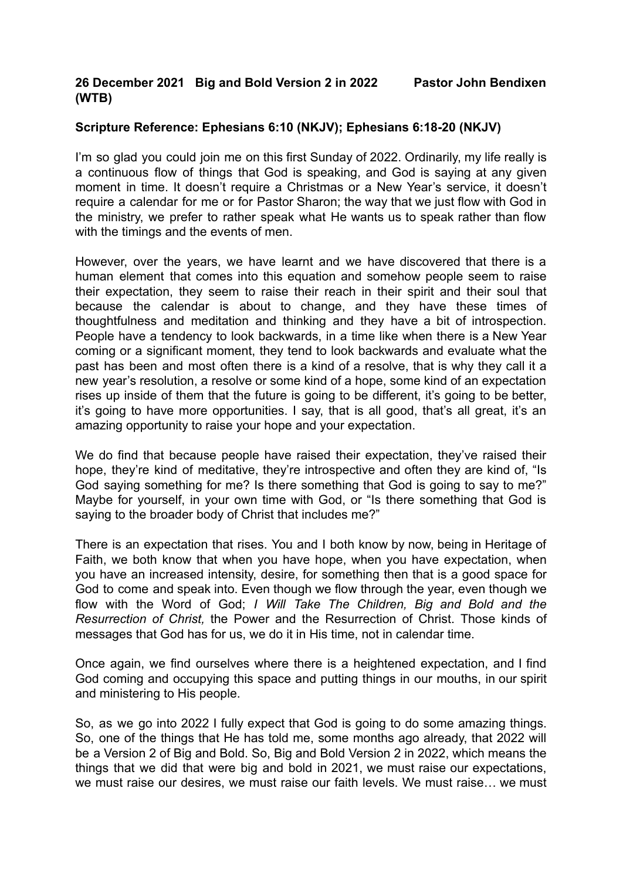**26 December 2021 Big and Bold Version 2 in 2022 Pastor John Bendixen (WTB)**

**Scripture Reference: Ephesians 6:10 (NKJV); Ephesians 6:18-20 (NKJV)**

I'm so glad you could join me on this first Sunday of 2022. Ordinarily, my life really is a continuous flow of things that God is speaking, and God is saying at any given moment in time. It doesn't require a Christmas or a New Year's service, it doesn't require a calendar for me or for Pastor Sharon; the way that we just flow with God in the ministry, we prefer to rather speak what He wants us to speak rather than flow with the timings and the events of men.

However, over the years, we have learnt and we have discovered that there is a human element that comes into this equation and somehow people seem to raise their expectation, they seem to raise their reach in their spirit and their soul that because the calendar is about to change, and they have these times of thoughtfulness and meditation and thinking and they have a bit of introspection. People have a tendency to look backwards, in a time like when there is a New Year coming or a significant moment, they tend to look backwards and evaluate what the past has been and most often there is a kind of a resolve, that is why they call it a new year's resolution, a resolve or some kind of a hope, some kind of an expectation rises up inside of them that the future is going to be different, it's going to be better, it's going to have more opportunities. I say, that is all good, that's all great, it's an amazing opportunity to raise your hope and your expectation.

We do find that because people have raised their expectation, they've raised their hope, they're kind of meditative, they're introspective and often they are kind of, "Is God saying something for me? Is there something that God is going to say to me?" Maybe for yourself, in your own time with God, or "Is there something that God is saying to the broader body of Christ that includes me?"

There is an expectation that rises. You and I both know by now, being in Heritage of Faith, we both know that when you have hope, when you have expectation, when you have an increased intensity, desire, for something then that is a good space for God to come and speak into. Even though we flow through the year, even though we flow with the Word of God; *I Will Take The Children, Big and Bold and the Resurrection of Christ,* the Power and the Resurrection of Christ. Those kinds of messages that God has for us, we do it in His time, not in calendar time.

Once again, we find ourselves where there is a heightened expectation, and I find God coming and occupying this space and putting things in our mouths, in our spirit and ministering to His people.

So, as we go into 2022 I fully expect that God is going to do some amazing things. So, one of the things that He has told me, some months ago already, that 2022 will be a Version 2 of Big and Bold. So, Big and Bold Version 2 in 2022, which means the things that we did that were big and bold in 2021, we must raise our expectations, we must raise our desires, we must raise our faith levels. We must raise… we must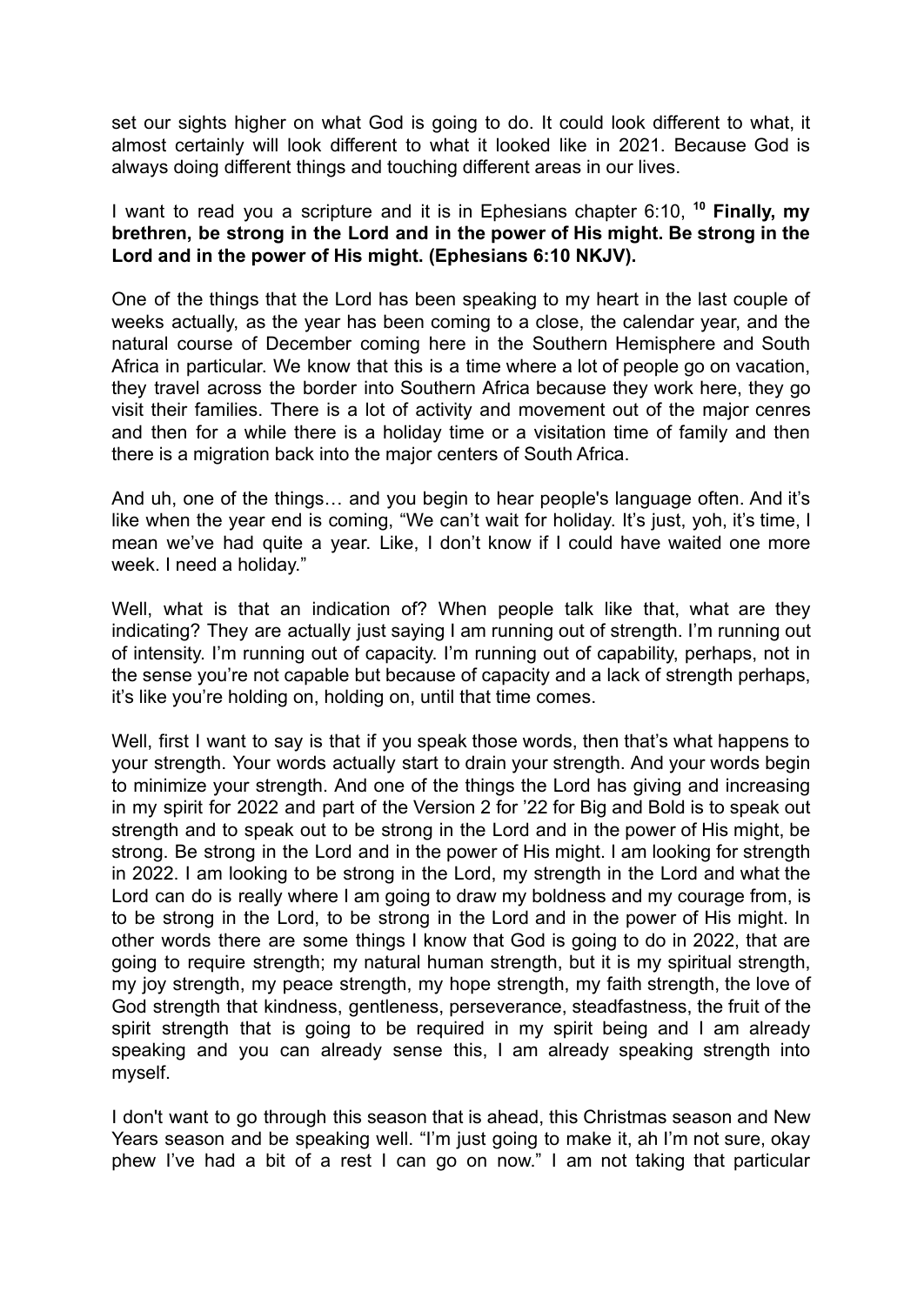set our sights higher on what God is going to do. It could look different to what, it almost certainly will look different to what it looked like in 2021. Because God is always doing different things and touching different areas in our lives.

I want to read you a scripture and it is in Ephesians chapter 6:10, [10] **Finally, my brethren, be strong in the Lord and in the power of His might. Be strong in the Lord and in the power of His might. (Ephesians 6:10 NKJV).**

One of the things that the Lord has been speaking to my heart in the last couple of weeks actually, as the year has been coming to a close, the calendar year, and the natural course of December coming here in the Southern Hemisphere and South Africa in particular. We know that this is a time where a lot of people go on vacation, they travel across the border into Southern Africa because they work here, they go visit their families. There is a lot of activity and movement out of the major cenres and then for a while there is a holiday time or a visitation time of family and then there is a migration back into the major centers of South Africa.

And uh, one of the things… and you begin to hear people's language often. And it's like when the year end is coming, "We can't wait for holiday. It's just, yoh, it's time, I mean we've had quite a year. Like, I don't know if I could have waited one more week. I need a holiday."

Well, what is that an indication of? When people talk like that, what are they indicating? They are actually just saying I am running out of strength. I'm running out of intensity. I'm running out of capacity. I'm running out of capability, perhaps, not in the sense you're not capable but because of capacity and a lack of strength perhaps, it's like you're holding on, holding on, until that time comes.

Well, first I want to say is that if you speak those words, then that's what happens to your strength. Your words actually start to drain your strength. And your words begin to minimize your strength. And one of the things the Lord has giving and increasing in my spirit for 2022 and part of the Version 2 for '22 for Big and Bold is to speak out strength and to speak out to be strong in the Lord and in the power of His might, be strong. Be strong in the Lord and in the power of His might. I am looking for strength in 2022. I am looking to be strong in the Lord, my strength in the Lord and what the Lord can do is really where I am going to draw my boldness and my courage from, is to be strong in the Lord, to be strong in the Lord and in the power of His might. In other words there are some things I know that God is going to do in 2022, that are going to require strength; my natural human strength, but it is my spiritual strength, my joy strength, my peace strength, my hope strength, my faith strength, the love of God strength that kindness, gentleness, perseverance, steadfastness, the fruit of the spirit strength that is going to be required in my spirit being and I am already speaking and you can already sense this, I am already speaking strength into myself.

I don't want to go through this season that is ahead, this Christmas season and New Years season and be speaking well. "I'm just going to make it, ah I'm not sure, okay phew I've had a bit of a rest I can go on now." I am not taking that particular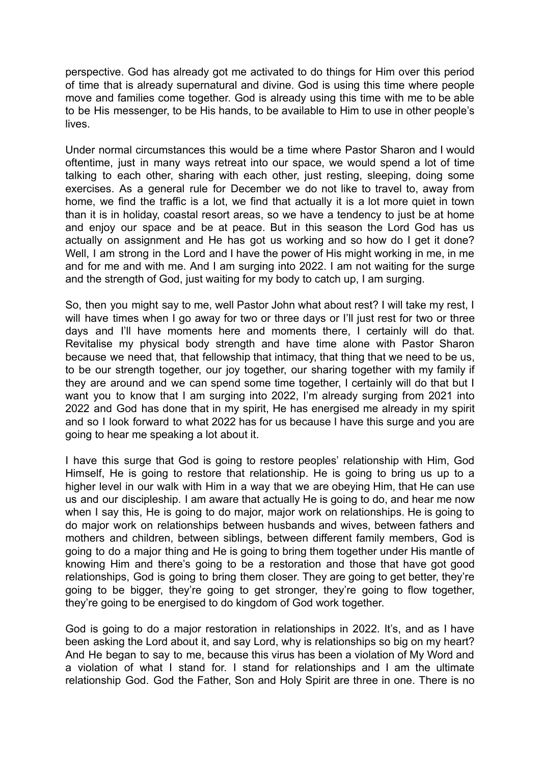perspective. God has already got me activated to do things for Him over this period of time that is already supernatural and divine. God is using this time where people move and families come together. God is already using this time with me to be able to be His messenger, to be His hands, to be available to Him to use in other people's lives.

Under normal circumstances this would be a time where Pastor Sharon and I would oftentime, just in many ways retreat into our space, we would spend a lot of time talking to each other, sharing with each other, just resting, sleeping, doing some exercises. As a general rule for December we do not like to travel to, away from home, we find the traffic is a lot, we find that actually it is a lot more quiet in town than it is in holiday, coastal resort areas, so we have a tendency to just be at home and enjoy our space and be at peace. But in this season the Lord God has us actually on assignment and He has got us working and so how do I get it done? Well, I am strong in the Lord and I have the power of His might working in me, in me and for me and with me. And I am surging into 2022. I am not waiting for the surge and the strength of God, just waiting for my body to catch up, I am surging.

So, then you might say to me, well Pastor John what about rest? I will take my rest, I will have times when I go away for two or three days or I'll just rest for two or three days and I'll have moments here and moments there, I certainly will do that. Revitalise my physical body strength and have time alone with Pastor Sharon because we need that, that fellowship that intimacy, that thing that we need to be us, to be our strength together, our joy together, our sharing together with my family if they are around and we can spend some time together, I certainly will do that but I want you to know that I am surging into 2022, I'm already surging from 2021 into 2022 and God has done that in my spirit, He has energised me already in my spirit and so I look forward to what 2022 has for us because I have this surge and you are going to hear me speaking a lot about it.

I have this surge that God is going to restore peoples' relationship with Him, God Himself, He is going to restore that relationship. He is going to bring us up to a higher level in our walk with Him in a way that we are obeying Him, that He can use us and our discipleship. I am aware that actually He is going to do, and hear me now when I say this, He is going to do major, major work on relationships. He is going to do major work on relationships between husbands and wives, between fathers and mothers and children, between siblings, between different family members, God is going to do a major thing and He is going to bring them together under His mantle of knowing Him and there's going to be a restoration and those that have got good relationships, God is going to bring them closer. They are going to get better, they're going to be bigger, they're going to get stronger, they're going to flow together, they're going to be energised to do kingdom of God work together.

God is going to do a major restoration in relationships in 2022. It's, and as I have been asking the Lord about it, and say Lord, why is relationships so big on my heart? And He began to say to me, because this virus has been a violation of My Word and a violation of what I stand for. I stand for relationships and I am the ultimate relationship God. God the Father, Son and Holy Spirit are three in one. There is no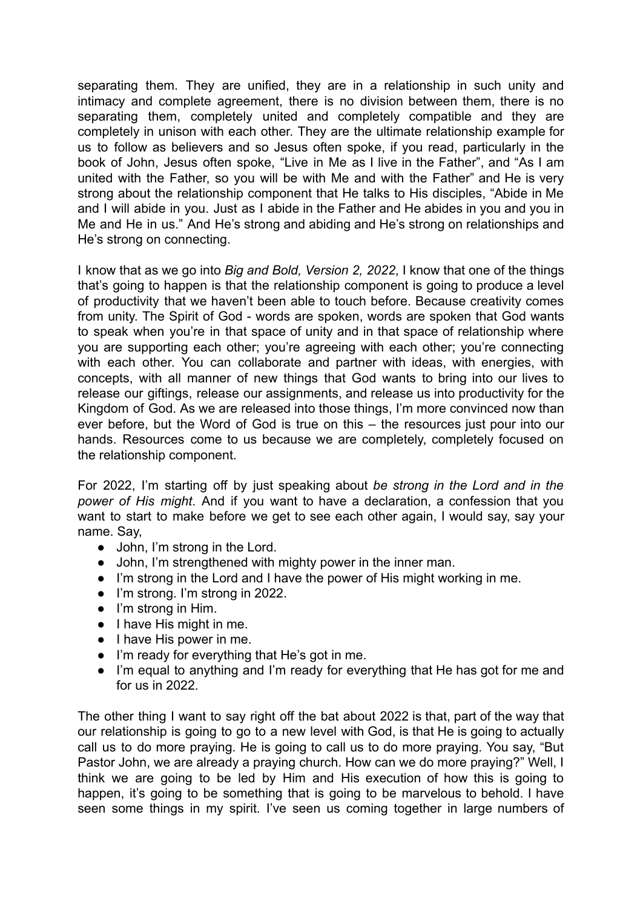separating them. They are unified, they are in a relationship in such unity and intimacy and complete agreement, there is no division between them, there is no separating them, completely united and completely compatible and they are completely in unison with each other. They are the ultimate relationship example for us to follow as believers and so Jesus often spoke, if you read, particularly in the book of John, Jesus often spoke, "Live in Me as I live in the Father", and "As I am united with the Father, so you will be with Me and with the Father" and He is very strong about the relationship component that He talks to His disciples, "Abide in Me and I will abide in you. Just as I abide in the Father and He abides in you and you in Me and He in us." And He's strong and abiding and He's strong on relationships and He's strong on connecting.

I know that as we go into *Big and Bold, Version 2, 2022*, I know that one of the things that's going to happen is that the relationship component is going to produce a level of productivity that we haven't been able to touch before. Because creativity comes from unity. The Spirit of God - words are spoken, words are spoken that God wants to speak when you're in that space of unity and in that space of relationship where you are supporting each other; you're agreeing with each other; you're connecting with each other. You can collaborate and partner with ideas, with energies, with concepts, with all manner of new things that God wants to bring into our lives to release our giftings, release our assignments, and release us into productivity for the Kingdom of God. As we are released into those things, I'm more convinced now than ever before, but the Word of God is true on this – the resources just pour into our hands. Resources come to us because we are completely, completely focused on the relationship component.

For 2022, I'm starting off by just speaking about *be strong in the Lord and in the power of His might*. And if you want to have a declaration, a confession that you want to start to make before we get to see each other again, I would say, say your name. Say,

- John, I'm strong in the Lord.
- John, I'm strengthened with mighty power in the inner man.
- I'm strong in the Lord and I have the power of His might working in me.
- I'm strong. I'm strong in 2022.
- I'm strong in Him.
- I have His might in me.
- I have His power in me.
- I'm ready for everything that He's got in me.
- I'm equal to anything and I'm ready for everything that He has got for me and for us in 2022.

The other thing I want to say right off the bat about 2022 is that, part of the way that our relationship is going to go to a new level with God, is that He is going to actually call us to do more praying. He is going to call us to do more praying. You say, "But Pastor John, we are already a praying church. How can we do more praying?" Well, I think we are going to be led by Him and His execution of how this is going to happen, it's going to be something that is going to be marvelous to behold. I have seen some things in my spirit. I've seen us coming together in large numbers of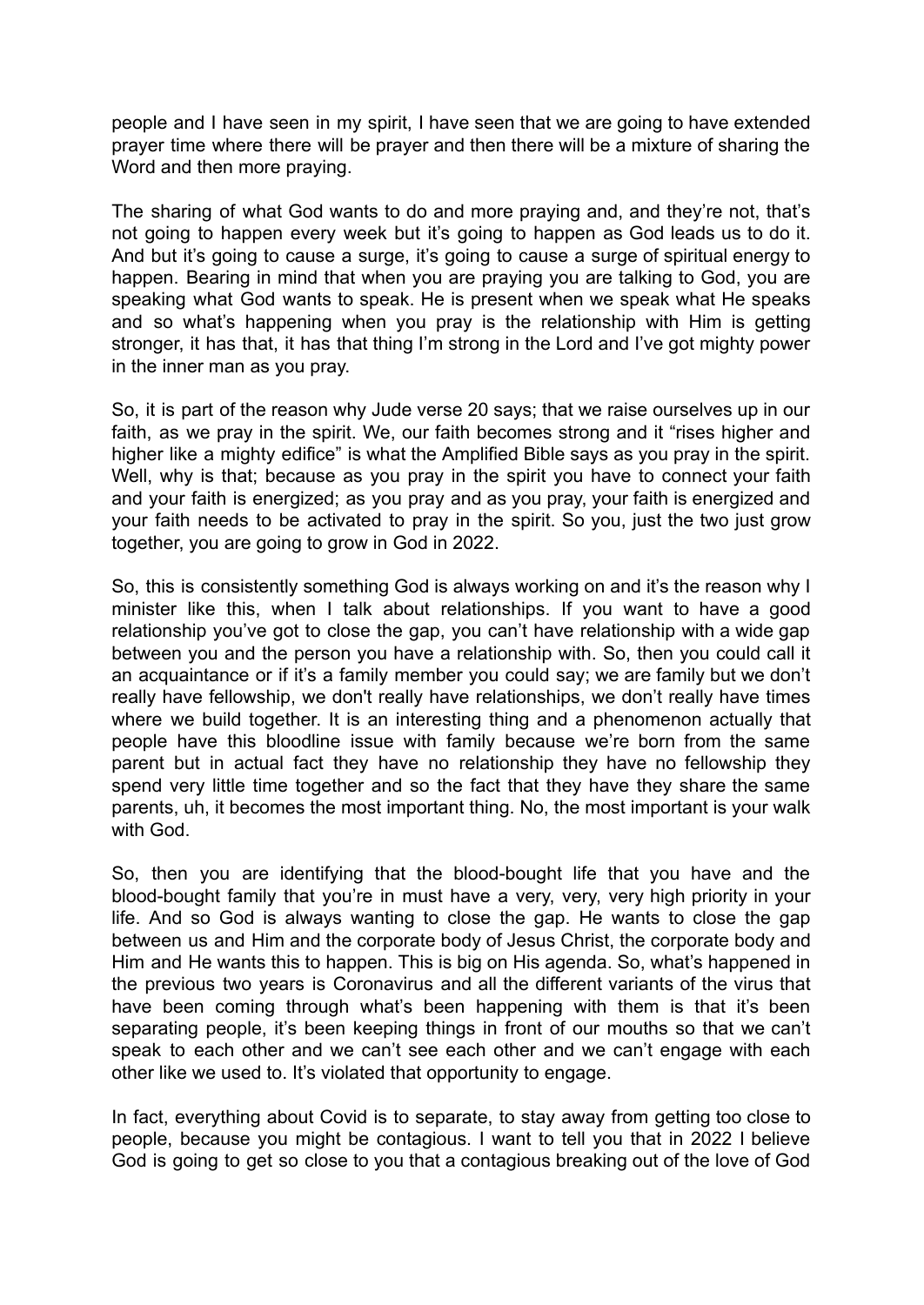people and I have seen in my spirit, I have seen that we are going to have extended prayer time where there will be prayer and then there will be a mixture of sharing the Word and then more praying.

The sharing of what God wants to do and more praying and, and they're not, that's not going to happen every week but it's going to happen as God leads us to do it. And but it's going to cause a surge, it's going to cause a surge of spiritual energy to happen. Bearing in mind that when you are praying you are talking to God, you are speaking what God wants to speak. He is present when we speak what He speaks and so what's happening when you pray is the relationship with Him is getting stronger, it has that, it has that thing I'm strong in the Lord and I've got mighty power in the inner man as you pray.

So, it is part of the reason why Jude verse 20 says; that we raise ourselves up in our faith, as we pray in the spirit. We, our faith becomes strong and it "rises higher and higher like a mighty edifice" is what the Amplified Bible says as you pray in the spirit. Well, why is that; because as you pray in the spirit you have to connect your faith and your faith is energized; as you pray and as you pray, your faith is energized and your faith needs to be activated to pray in the spirit. So you, just the two just grow together, you are going to grow in God in 2022.

So, this is consistently something God is always working on and it's the reason why I minister like this, when I talk about relationships. If you want to have a good relationship you've got to close the gap, you can't have relationship with a wide gap between you and the person you have a relationship with. So, then you could call it an acquaintance or if it's a family member you could say; we are family but we don't really have fellowship, we don't really have relationships, we don't really have times where we build together. It is an interesting thing and a phenomenon actually that people have this bloodline issue with family because we're born from the same parent but in actual fact they have no relationship they have no fellowship they spend very little time together and so the fact that they have they share the same parents, uh, it becomes the most important thing. No, the most important is your walk with God.

So, then you are identifying that the blood-bought life that you have and the blood-bought family that you're in must have a very, very, very high priority in your life. And so God is always wanting to close the gap. He wants to close the gap between us and Him and the corporate body of Jesus Christ, the corporate body and Him and He wants this to happen. This is big on His agenda. So, what's happened in the previous two years is Coronavirus and all the different variants of the virus that have been coming through what's been happening with them is that it's been separating people, it's been keeping things in front of our mouths so that we can't speak to each other and we can't see each other and we can't engage with each other like we used to. It's violated that opportunity to engage.

In fact, everything about Covid is to separate, to stay away from getting too close to people, because you might be contagious. I want to tell you that in 2022 I believe God is going to get so close to you that a contagious breaking out of the love of God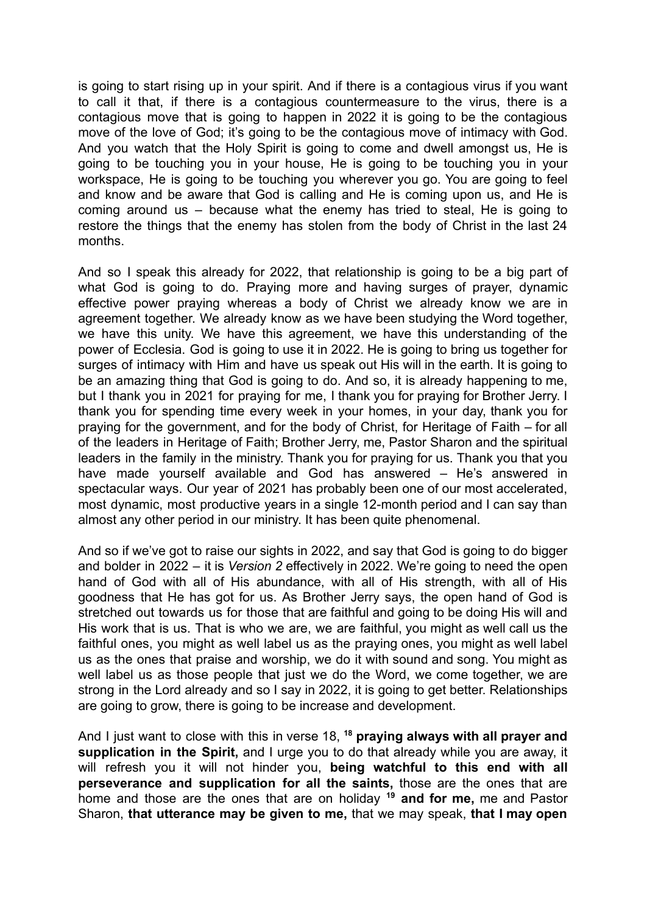is going to start rising up in your spirit. And if there is a contagious virus if you want to call it that, if there is a contagious countermeasure to the virus, there is a contagious move that is going to happen in 2022 it is going to be the contagious move of the love of God; it's going to be the contagious move of intimacy with God. And you watch that the Holy Spirit is going to come and dwell amongst us, He is going to be touching you in your house, He is going to be touching you in your workspace, He is going to be touching you wherever you go. You are going to feel and know and be aware that God is calling and He is coming upon us, and He is coming around us – because what the enemy has tried to steal, He is going to restore the things that the enemy has stolen from the body of Christ in the last 24 months.

And so I speak this already for 2022, that relationship is going to be a big part of what God is going to do. Praying more and having surges of prayer, dynamic effective power praying whereas a body of Christ we already know we are in agreement together. We already know as we have been studying the Word together, we have this unity. We have this agreement, we have this understanding of the power of Ecclesia. God is going to use it in 2022. He is going to bring us together for surges of intimacy with Him and have us speak out His will in the earth. It is going to be an amazing thing that God is going to do. And so, it is already happening to me, but I thank you in 2021 for praying for me, I thank you for praying for Brother Jerry. I thank you for spending time every week in your homes, in your day, thank you for praying for the government, and for the body of Christ, for Heritage of Faith – for all of the leaders in Heritage of Faith; Brother Jerry, me, Pastor Sharon and the spiritual leaders in the family in the ministry. Thank you for praying for us. Thank you that you have made yourself available and God has answered – He's answered in spectacular ways. Our year of 2021 has probably been one of our most accelerated, most dynamic, most productive years in a single 12-month period and I can say than almost any other period in our ministry. It has been quite phenomenal.

And so if we've got to raise our sights in 2022, and say that God is going to do bigger and bolder in 2022 – it is *Version 2* effectively in 2022. We're going to need the open hand of God with all of His abundance, with all of His strength, with all of His goodness that He has got for us. As Brother Jerry says, the open hand of God is stretched out towards us for those that are faithful and going to be doing His will and His work that is us. That is who we are, we are faithful, you might as well call us the faithful ones, you might as well label us as the praying ones, you might as well label us as the ones that praise and worship, we do it with sound and song. You might as well label us as those people that just we do the Word, we come together, we are strong in the Lord already and so I say in 2022, it is going to get better. Relationships are going to grow, there is going to be increase and development.

And I just want to close with this in verse 18, [18] **praying always with all prayer and supplication in the Spirit,** and I urge you to do that already while you are away, it will refresh you it will not hinder you, **being watchful to this end with all perseverance and supplication for all the saints,** those are the ones that are home and those are the ones that are on holiday [19] **and for me,** me and Pastor Sharon, **that utterance may be given to me,** that we may speak, **that I may open**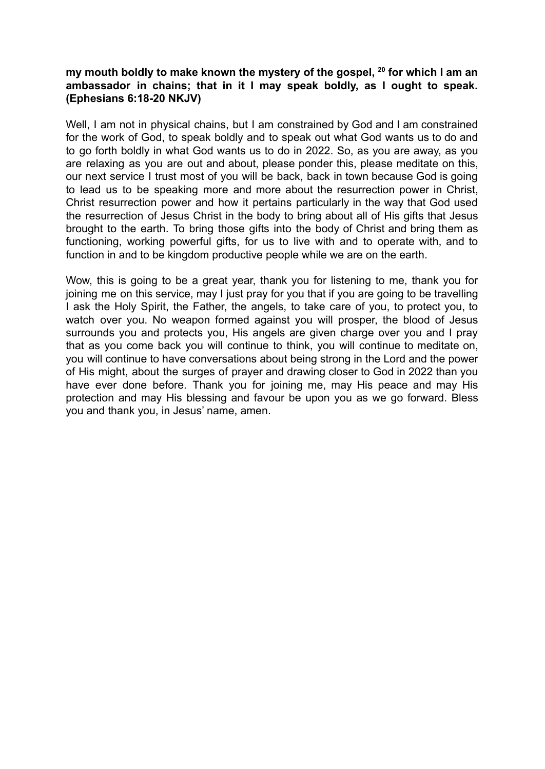**my mouth boldly to make known the mystery of the gospel, [20] for which I am an ambassador in chains; that in it I may speak boldly, as I ought to speak. (Ephesians 6:18-20 NKJV)**

Well, I am not in physical chains, but I am constrained by God and I am constrained for the work of God, to speak boldly and to speak out what God wants us to do and to go forth boldly in what God wants us to do in 2022. So, as you are away, as you are relaxing as you are out and about, please ponder this, please meditate on this, our next service I trust most of you will be back, back in town because God is going to lead us to be speaking more and more about the resurrection power in Christ, Christ resurrection power and how it pertains particularly in the way that God used the resurrection of Jesus Christ in the body to bring about all of His gifts that Jesus brought to the earth. To bring those gifts into the body of Christ and bring them as functioning, working powerful gifts, for us to live with and to operate with, and to function in and to be kingdom productive people while we are on the earth.

Wow, this is going to be a great year, thank you for listening to me, thank you for joining me on this service, may I just pray for you that if you are going to be travelling I ask the Holy Spirit, the Father, the angels, to take care of you, to protect you, to watch over you. No weapon formed against you will prosper, the blood of Jesus surrounds you and protects you, His angels are given charge over you and I pray that as you come back you will continue to think, you will continue to meditate on, you will continue to have conversations about being strong in the Lord and the power of His might, about the surges of prayer and drawing closer to God in 2022 than you have ever done before. Thank you for joining me, may His peace and may His protection and may His blessing and favour be upon you as we go forward. Bless you and thank you, in Jesus' name, amen.